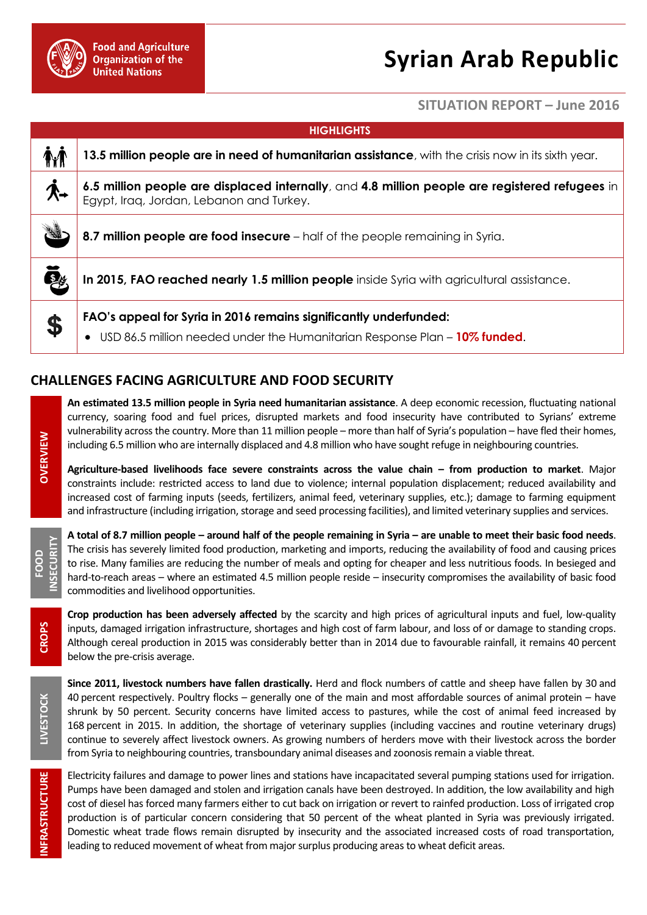Food and Agriculture Organization of the United Nations

# Syrian Arab Republic

SITUATION REPORT – June 2016

## HIGHLIGHTS

**13.5 million people are in need of humanitarian assistance**, with the crisis now in its sixth year.

**6.5 million people are displaced internally**, and **4.8 million people are registered refugees** in Egypt, Iraq, Jordan, Lebanon and Turkey.

**8.7 million people are food insecure** – half of the people remaining in Syria.

**In 2015, FAO reached nearly 1.5 million people** inside Syria with agricultural assistance.

**FAO's appeal for Syria in 2016 remains significantly underfunded:**

- USD 86.5 million needed under the Humanitarian Response Plan – **10% funded**.

## CHALLENGES FACING AGRICULTURE AND FOOD SECURITY

### OVERVIEW

**An estimated 13.5 million people in Syria need humanitarian assistance**. A deep economic recession, fluctuating national currency, soaring food and fuel prices, disrupted markets and food insecurity have contributed to Syrians' extreme vulnerability across the country. More than 11 million people – more than half of Syria's population – have fled their homes, including 6.5 million who are internally displaced and 4.8 million who have sought refuge in neighbouring countries.

**Agriculture-based livelihoods face severe constraints across the value chain – from production to market**. Major constraints include: restricted access to land due to violence; internal population displacement; reduced availability and increased cost of farming inputs (seeds, fertilizers, animal feed, veterinary supplies, etc.); damage to farming equipment and infrastructure (including irrigation, storage and seed processing facilities), and limited veterinary supplies and services.

### FOOD INSECURITY

**A total of 8.7 million people – around half of the people remaining in Syria – are unable to meet their basic food needs**. The crisis has severely limited food production, marketing and imports, reducing the availability of food and causing prices to rise. Many families are reducing the number of meals and opting for cheaper and less nutritious foods. In besieged and hard-to-reach areas – where an estimated 4.5 million people reside – insecurity compromises the availability of basic food commodities and livelihood opportunities.

### CROPS

**Crop production has been adversely affected** by the scarcity and high prices of agricultural inputs and fuel, low-quality inputs, damaged irrigation infrastructure, shortages and high cost of farm labour, and loss of or damage to standing crops. Although cereal production in 2015 was considerably better than in 2014 due to favourable rainfall, it remains 40 percent below the pre-crisis average.

### LIVESTOCK

**Since 2011, livestock numbers have fallen drastically.** Herd and flock numbers of cattle and sheep have fallen by 30 and 40 percent respectively. Poultry flocks – generally one of the main and most affordable sources of animal protein – have shrunk by 50 percent. Security concerns have limited access to pastures, while the cost of animal feed increased by 168 percent in 2015. In addition, the shortage of veterinary supplies (including vaccines and routine veterinary drugs) continue to severely affect livestock owners. As growing numbers of herders move with their livestock across the border from Syria to neighbouring countries, transboundary animal diseases and zoonosis remain a viable threat.

### INFRASTRUCTURE

Electricity failures and damage to power lines and stations have incapacitated several pumping stations used for irrigation. Pumps have been damaged and stolen and irrigation canals have been destroyed. In addition, the low availability and high cost of diesel has forced many farmers either to cut back on irrigation or revert to rainfed production. Loss of irrigated crop production is of particular concern considering that 50 percent of the wheat planted in Syria was previously irrigated. Domestic wheat trade flows remain disrupted by insecurity and the associated increased costs of road transportation, leading to reduced movement of wheat from major surplus producing areas to wheat deficit areas.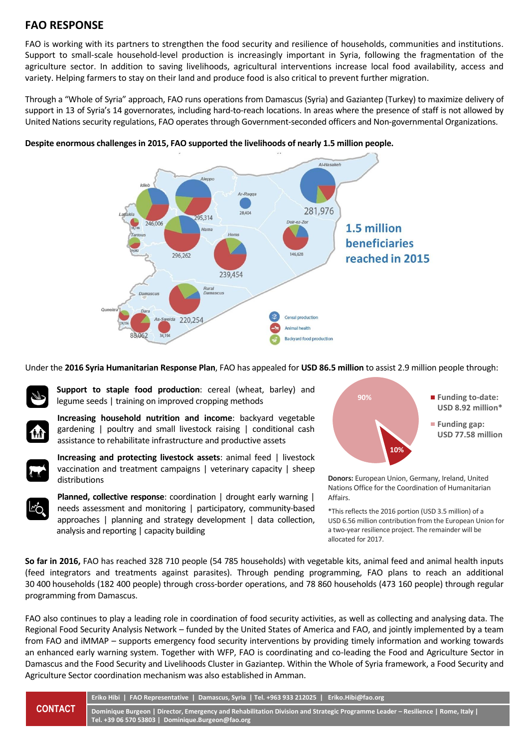## FAO RESPONSE

FAO is working with its partners to strengthen the food security and resilience of households, communities and institutions. Support to small-scale household-level production is increasingly important in Syria, following the fragmentation of the agriculture sector. In addition to saving livelihoods, agricultural interventions increase local food availability, access and variety. Helping farmers to stay on their land and produce food is also critical to prevent further migration.

Through a "Whole of Syria" approach, FAO runs operations from Damascus (Syria) and Gaziantep (Turkey) to maximize delivery of support in 13 of Syria's 14 governorates, including hard-to-reach locations. In areas where the presence of staff is not allowed by United Nations security regulations, FAO operates through Government-seconded officers and Non-governmental Organizations.

**Despite enormous challenges in 2015, FAO supported the livelihoods of nearly 1.5 million people.**

Al-Hasakeh
Idleb
Aleppo
Ar-Raqqa
28,404
281,976
Lattakia
16,146
246,006
295,314
Deir-ez-Zor
Tartous
19,082
Hama
Homs
146,628
296,262
239,454
Damascus
Rural Damascus
Quneitra
Dara
24,156
As-Sweida
220,254
88,062
34,194

Cereal production
Animal health
Backyard food production

**1.5 million beneficiaries reached in 2015**

Under the **2016 Syria Humanitarian Response Plan**, FAO has appealed for **USD 86.5 million** to assist 2.9 million people through:

- **Support to staple food production**: cereal (wheat, barley) and legume seeds | training on improved cropping methods
- **Increasing household nutrition and income**: backyard vegetable gardening | poultry and small livestock raising | conditional cash assistance to rehabilitate infrastructure and productive assets
- **Increasing and protecting livestock assets**: animal feed | livestock vaccination and treatment campaigns | veterinary capacity | sheep distributions
- **Planned, collective response**: coordination | drought early warning | needs assessment and monitoring | participatory, community-based approaches | planning and strategy development | data collection, analysis and reporting | capacity building

90%
10%
Funding to-date: USD 8.92 million*
Funding gap: USD 77.58 million

**Donors:** European Union, Germany, Ireland, United Nations Office for the Coordination of Humanitarian Affairs.

*This reflects the 2016 portion (USD 3.5 million) of a USD 6.56 million contribution from the European Union for a two-year resilience project. The remainder will be allocated for 2017.

**So far in 2016,** FAO has reached 328 710 people (54 785 households) with vegetable kits, animal feed and animal health inputs (feed integrators and treatments against parasites). Through pending programming, FAO plans to reach an additional 30 400 households (182 400 people) through cross-border operations, and 78 860 households (473 160 people) through regular programming from Damascus.

FAO also continues to play a leading role in coordination of food security activities, as well as collecting and analysing data. The Regional Food Security Analysis Network – funded by the United States of America and FAO, and jointly implemented by a team from FAO and iMMAP – supports emergency food security interventions by providing timely information and working towards an enhanced early warning system. Together with WFP, FAO is coordinating and co-leading the Food and Agriculture Sector in Damascus and the Food Security and Livelihoods Cluster in Gaziantep. Within the Whole of Syria framework, a Food Security and Agriculture Sector coordination mechanism was also established in Amman.

**CONTACT**

**Eriko Hibi | FAO Representative | Damascus, Syria | Tel. +963 933 212025 | Eriko.Hibi@fao.org**

**Dominique Burgeon | Director, Emergency and Rehabilitation Division and Strategic Programme Leader – Resilience | Rome, Italy | Tel. +39 06 570 53803 | Dominique.Burgeon@fao.org**